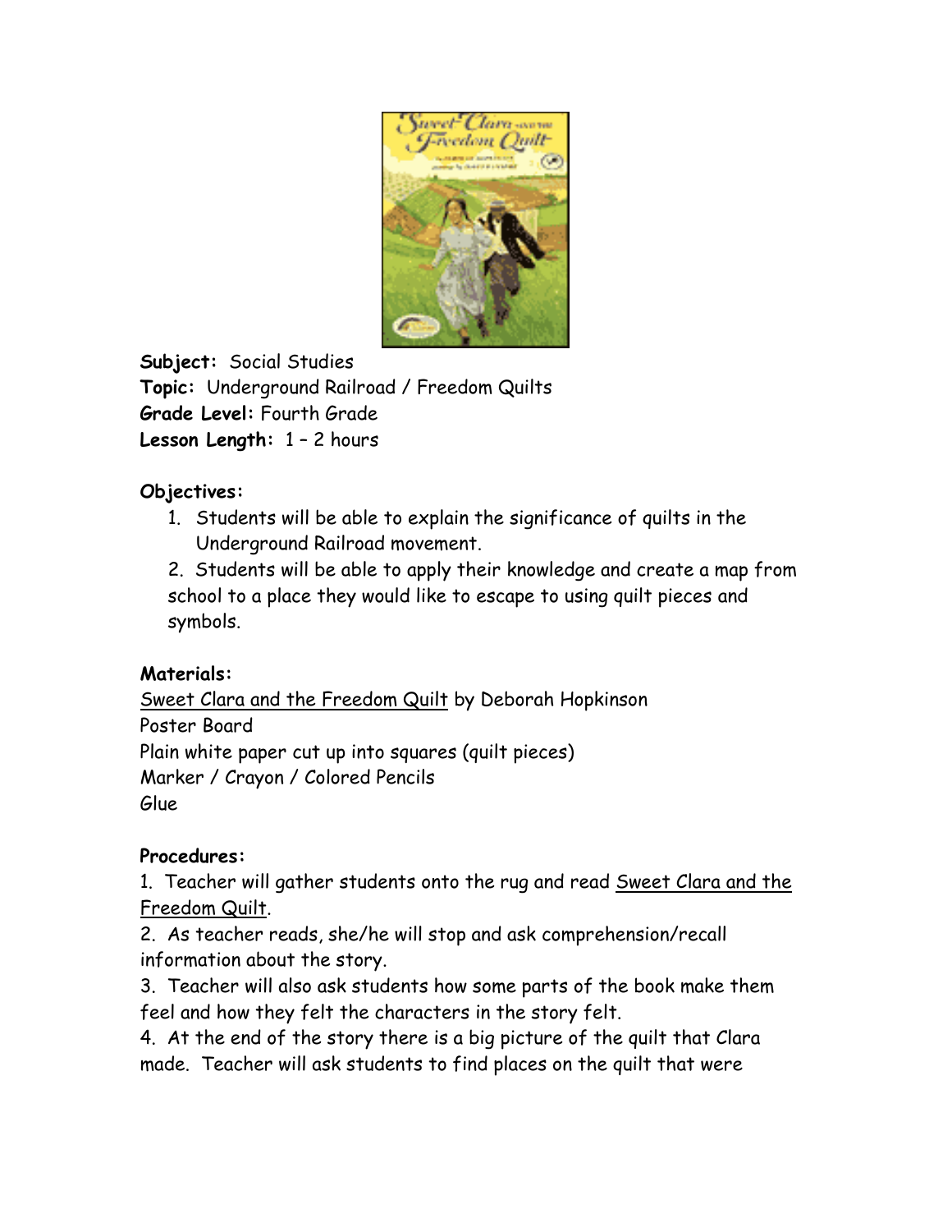**Subject:** Social Studies
**Topic:** Underground Railroad / Freedom Quilts
**Grade Level:** Fourth Grade
**Lesson Length:** 1 – 2 hours

**Objectives:**

1. Students will be able to explain the significance of quilts in the Underground Railroad movement.
2. Students will be able to apply their knowledge and create a map from school to a place they would like to escape to using quilt pieces and symbols.

**Materials:**

Sweet Clara and the Freedom Quilt by Deborah Hopkinson
Poster Board
Plain white paper cut up into squares (quilt pieces)
Marker / Crayon / Colored Pencils
Glue

**Procedures:**

1. Teacher will gather students onto the rug and read Sweet Clara and the Freedom Quilt.
2. As teacher reads, she/he will stop and ask comprehension/recall information about the story.
3. Teacher will also ask students how some parts of the book make them feel and how they felt the characters in the story felt.
4. At the end of the story there is a big picture of the quilt that Clara made. Teacher will ask students to find places on the quilt that were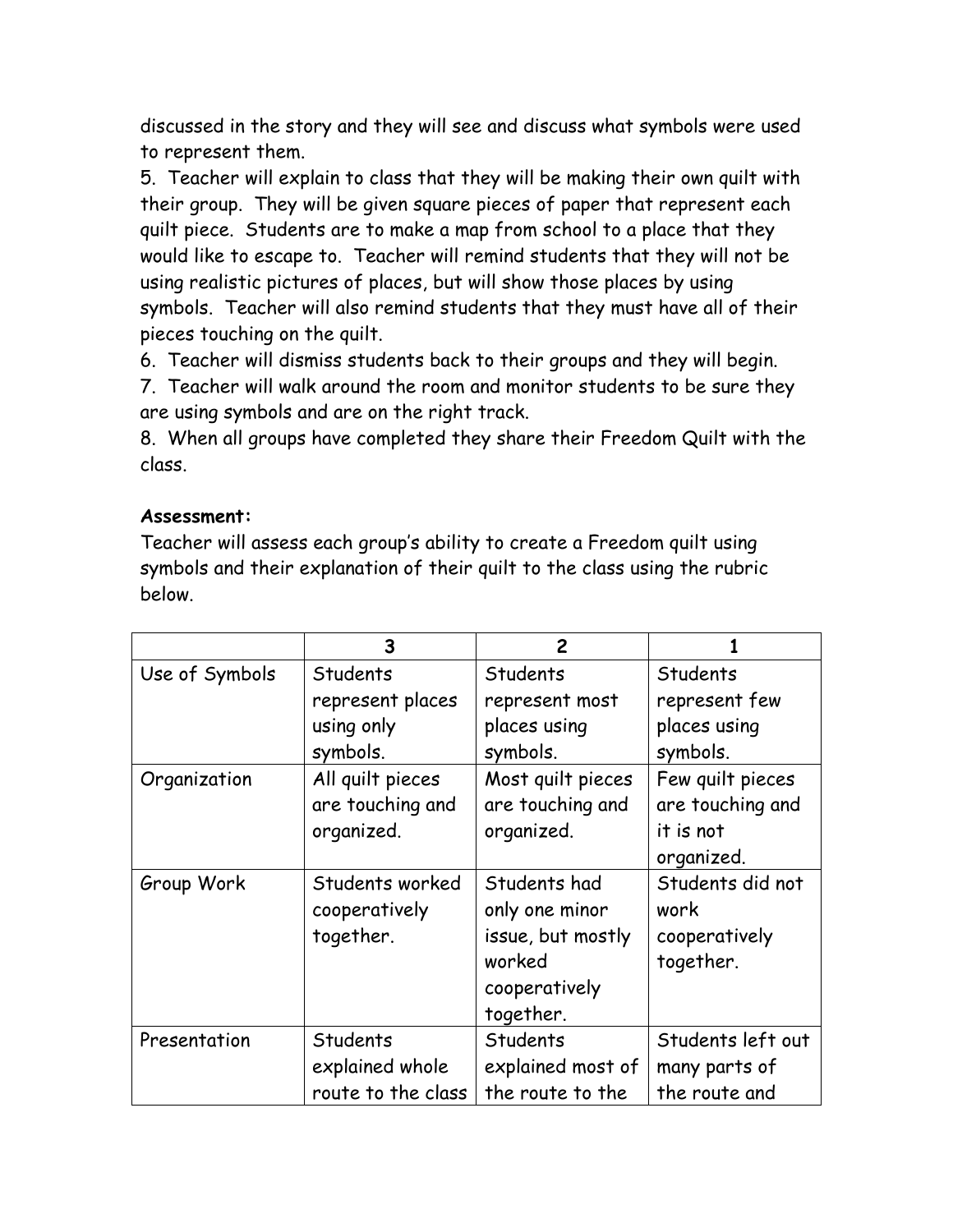discussed in the story and they will see and discuss what symbols were used to represent them.

5. Teacher will explain to class that they will be making their own quilt with their group. They will be given square pieces of paper that represent each quilt piece. Students are to make a map from school to a place that they would like to escape to. Teacher will remind students that they will not be using realistic pictures of places, but will show those places by using symbols. Teacher will also remind students that they must have all of their pieces touching on the quilt.
6. Teacher will dismiss students back to their groups and they will begin.
7. Teacher will walk around the room and monitor students to be sure they are using symbols and are on the right track.
8. When all groups have completed they share their Freedom Quilt with the class.

**Assessment:**

Teacher will assess each group's ability to create a Freedom quilt using symbols and their explanation of their quilt to the class using the rubric below.

| | 3 | 2 | 1 |
|---|---|---|---|
| Use of Symbols | Students represent places using only symbols. | Students represent most places using symbols. | Students represent few places using symbols. |
| Organization | All quilt pieces are touching and organized. | Most quilt pieces are touching and organized. | Few quilt pieces are touching and it is not organized. |
| Group Work | Students worked cooperatively together. | Students had only one minor issue, but mostly worked cooperatively together. | Students did not work cooperatively together. |
| Presentation | Students explained whole route to the class | Students explained most of the route to the | Students left out many parts of the route and |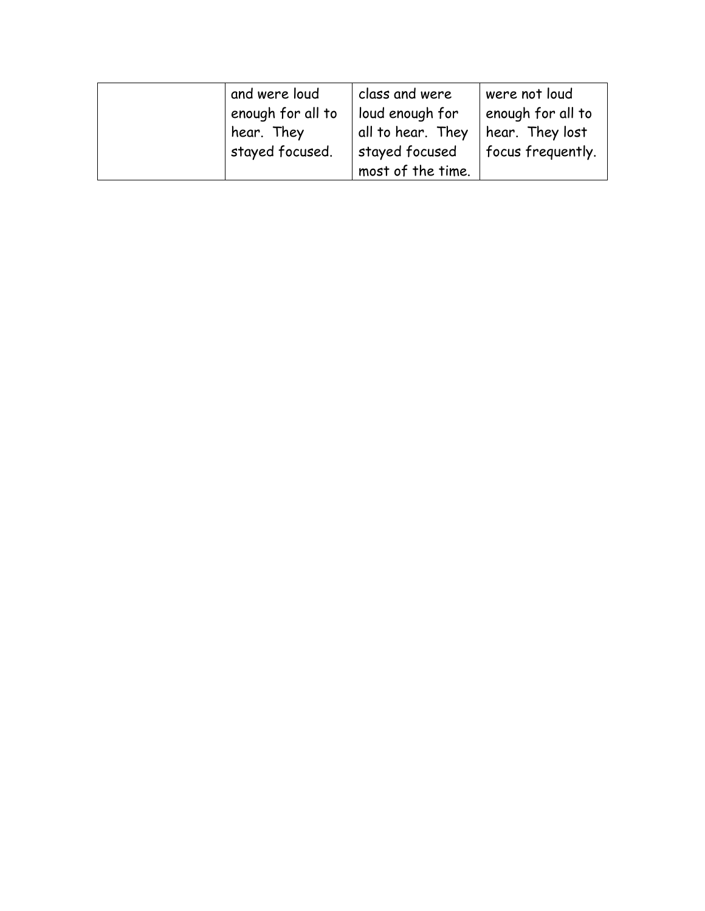| | | | |
|---|---|---|---|
| | and were loud enough for all to hear. They stayed focused. | class and were loud enough for all to hear. They stayed focused most of the time. | were not loud enough for all to hear. They lost focus frequently. |